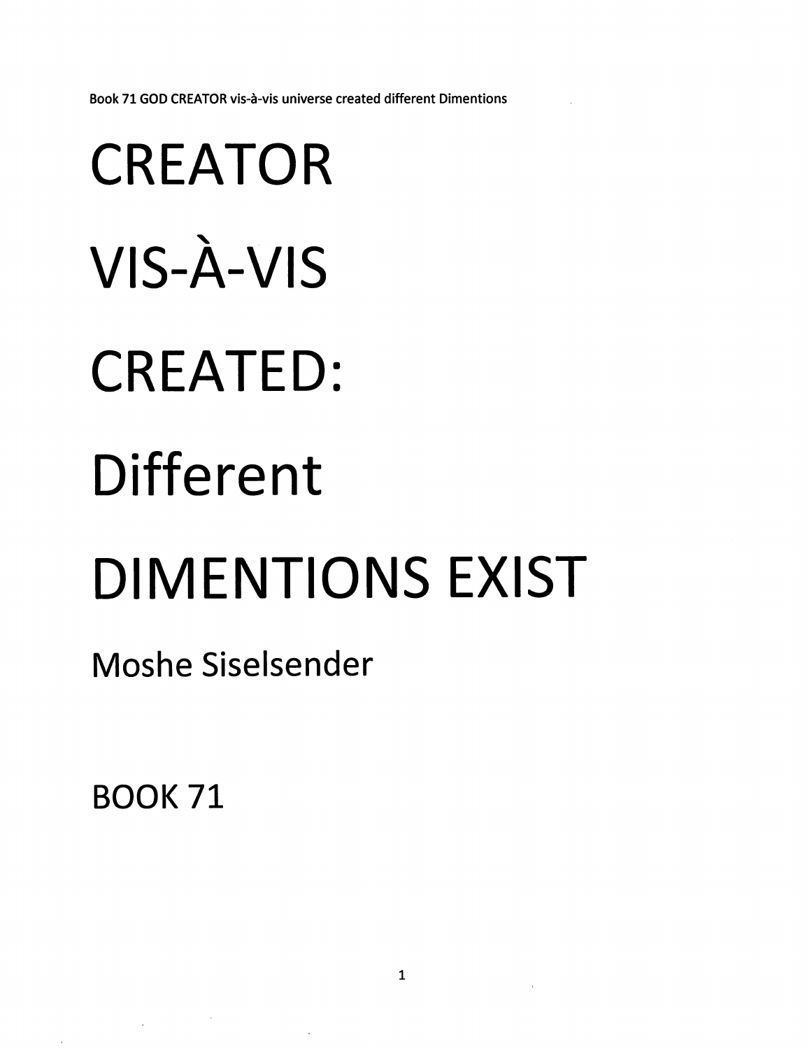# CREATOR

# VIS-À-VIS

# CREATED:

# Different

# DIMENTIONS EXIST

Moshe Siselsender

BOOK 71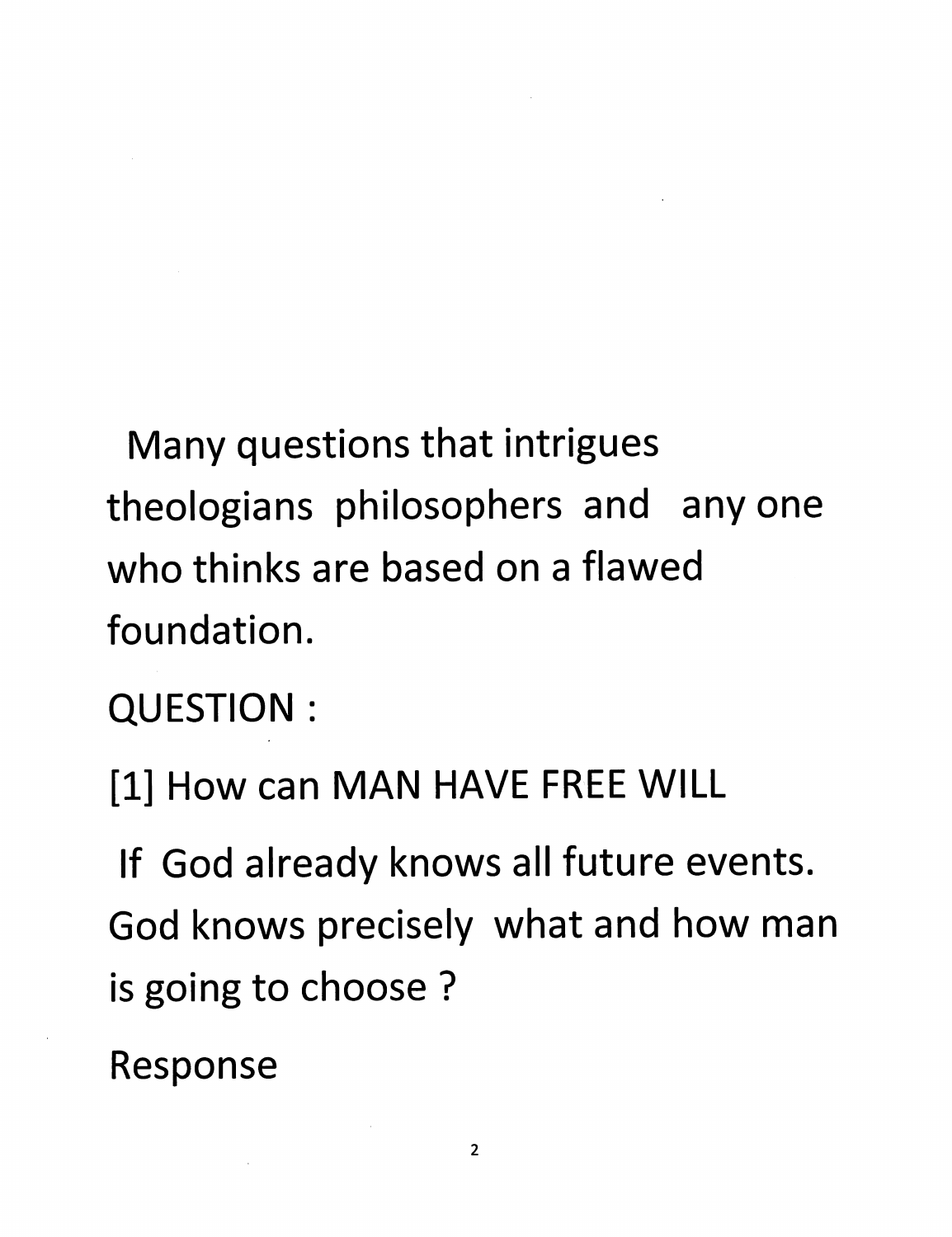Many questions that intrigues theologians philosophers and any one who thinks are based on a flawed foundation.

QUESTION :

[1] How can MAN HAVE FREE WILL

If God already knows all future events. God knows precisely what and how man is going to choose ?

Response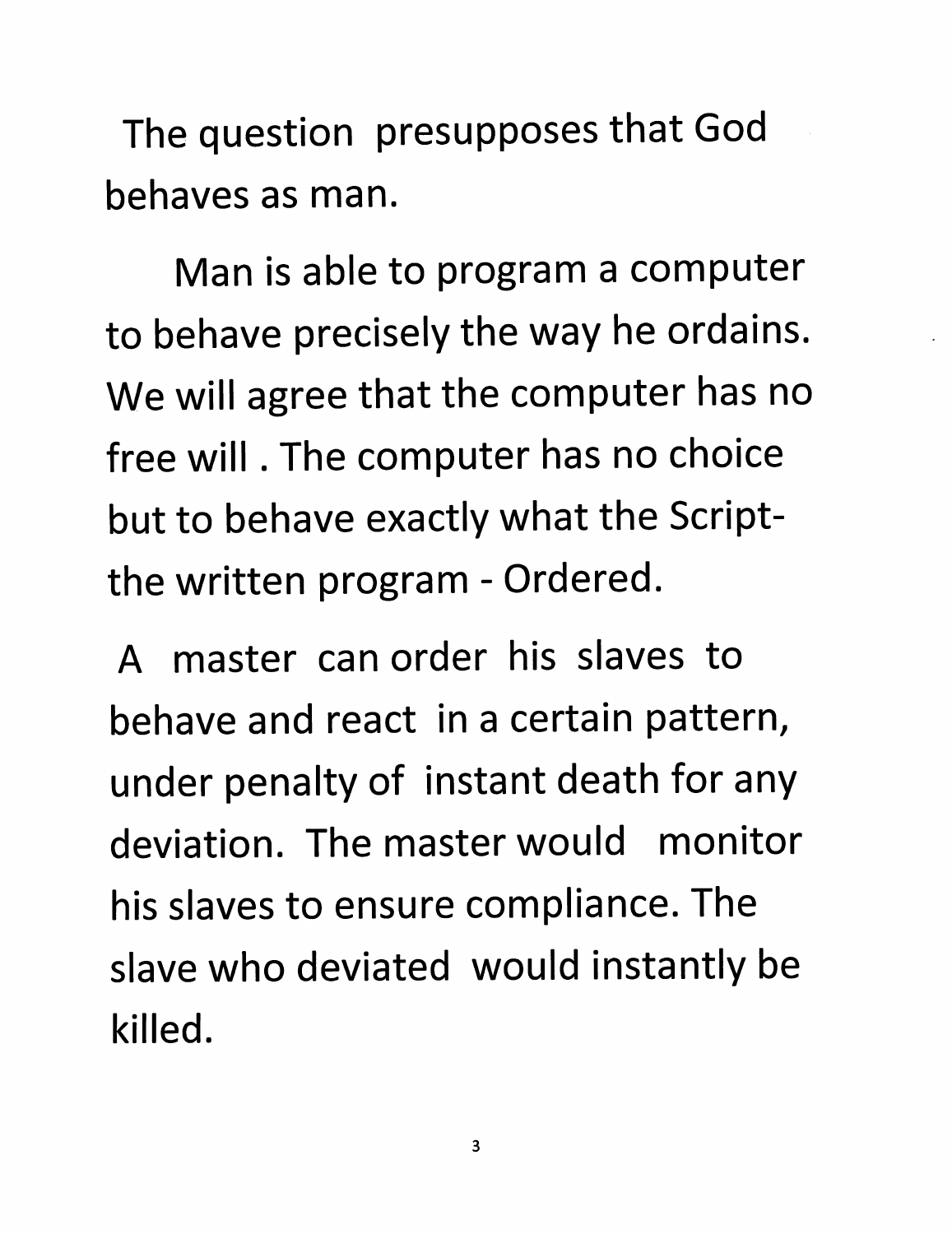The question presupposes that God behaves as man.

Man is able to program a computer to behave precisely the way he ordains. We will agree that the computer has no free will . The computer has no choice but to behave exactly what the Script- the written program - Ordered.

A master can order his slaves to behave and react in a certain pattern, under penalty of instant death for any deviation. The master would monitor his slaves to ensure compliance. The slave who deviated would instantly be killed.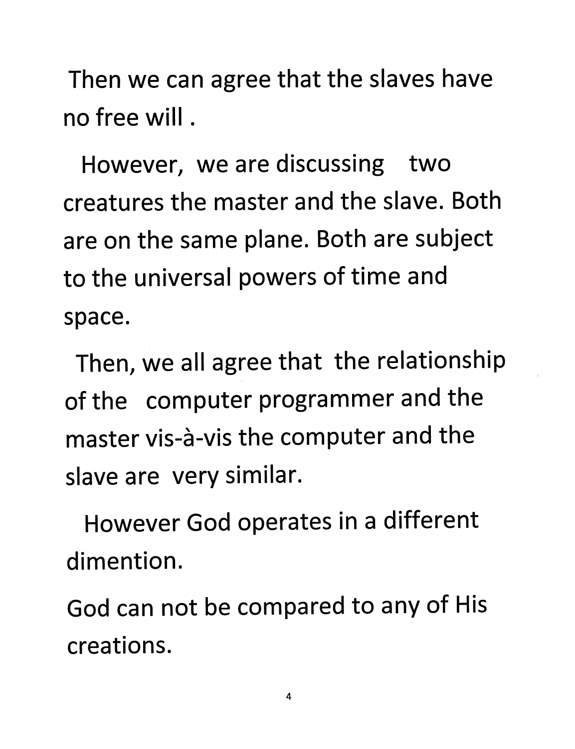Then we can agree that the slaves have no free will .

However, we are discussing two creatures the master and the slave. Both are on the same plane. Both are subject to the universal powers of time and space.

Then, we all agree that the relationship of the computer programmer and the master vis-à-vis the computer and the slave are very similar.

However God operates in a different dimention.

God can not be compared to any of His creations.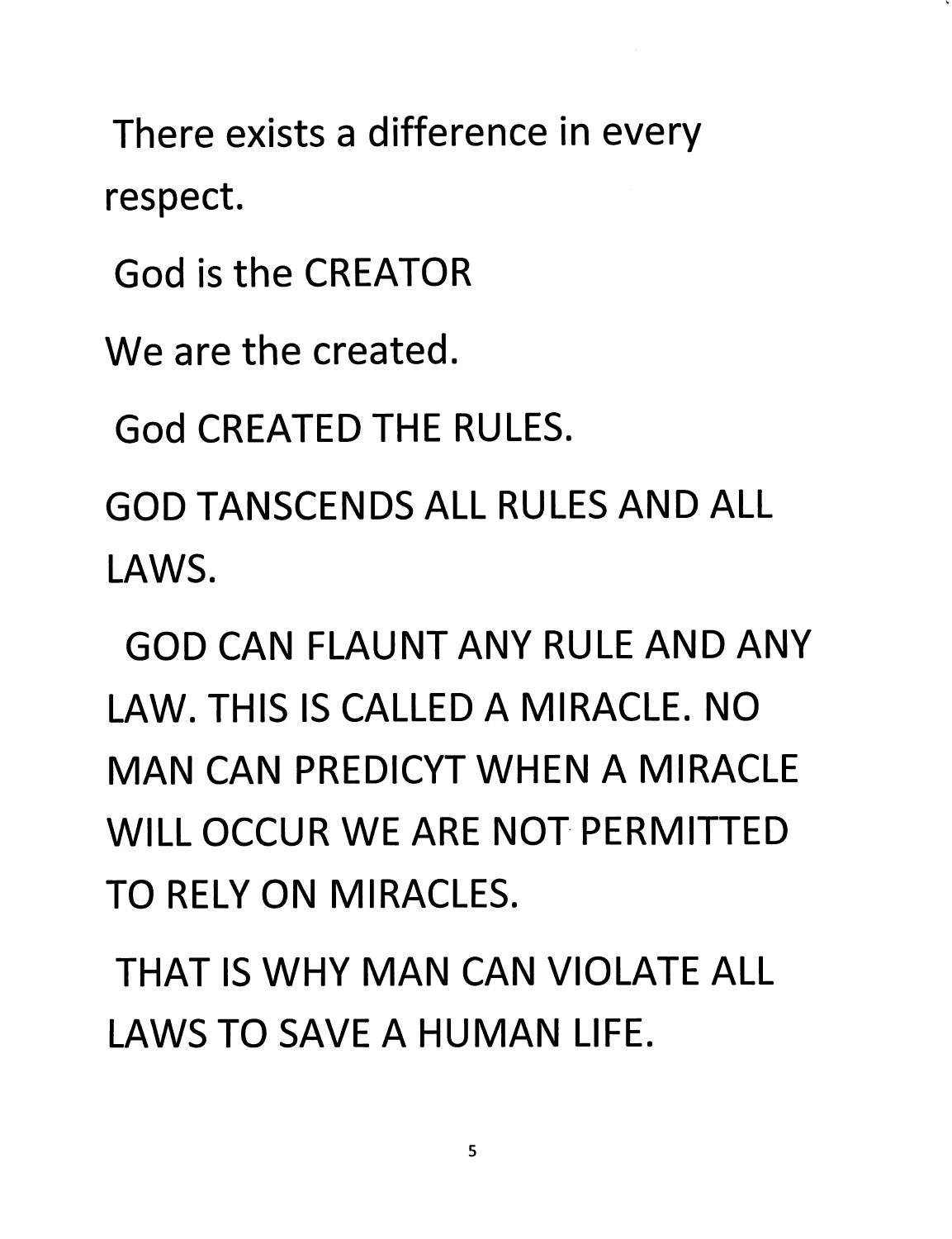There exists a difference in every respect.

God is the CREATOR

We are the created.

God CREATED THE RULES.

GOD TANSCENDS ALL RULES AND ALL LAWS.

GOD CAN FLAUNT ANY RULE AND ANY LAW. THIS IS CALLED A MIRACLE. NO MAN CAN PREDICYT WHEN A MIRACLE WILL OCCUR WE ARE NOT PERMITTED TO RELY ON MIRACLES.

THAT IS WHY MAN CAN VIOLATE ALL LAWS TO SAVE A HUMAN LIFE.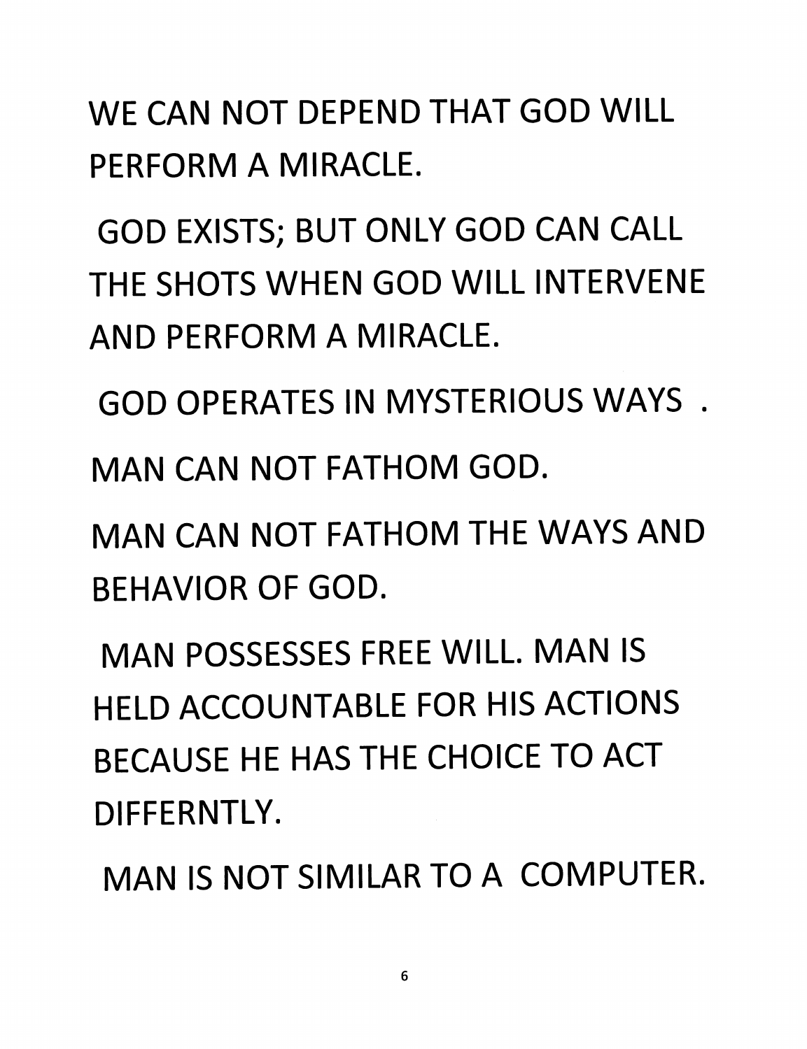WE CAN NOT DEPEND THAT GOD WILL PERFORM A MIRACLE.

GOD EXISTS; BUT ONLY GOD CAN CALL THE SHOTS WHEN GOD WILL INTERVENE AND PERFORM A MIRACLE.

GOD OPERATES IN MYSTERIOUS WAYS .

MAN CAN NOT FATHOM GOD.

MAN CAN NOT FATHOM THE WAYS AND BEHAVIOR OF GOD.

MAN POSSESSES FREE WILL. MAN IS HELD ACCOUNTABLE FOR HIS ACTIONS BECAUSE HE HAS THE CHOICE TO ACT DIFFERNTLY.

MAN IS NOT SIMILAR TO A COMPUTER.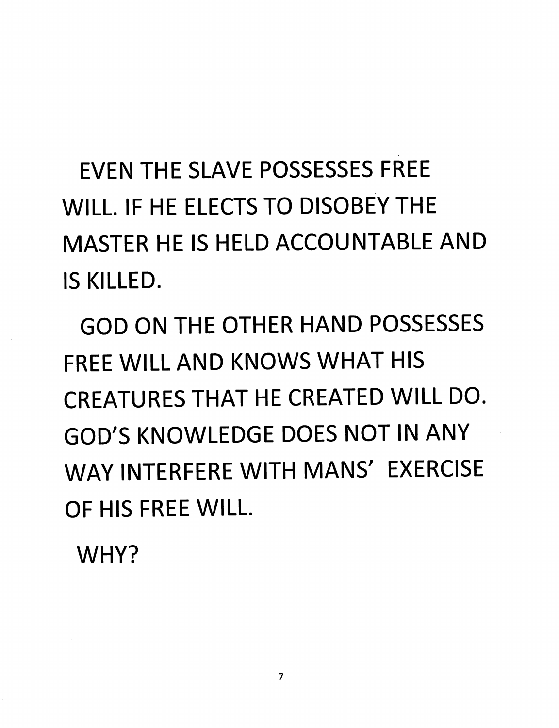EVEN THE SLAVE POSSESSES FREE WILL. IF HE ELECTS TO DISOBEY THE MASTER HE IS HELD ACCOUNTABLE AND IS KILLED.

GOD ON THE OTHER HAND POSSESSES FREE WILL AND KNOWS WHAT HIS CREATURES THAT HE CREATED WILL DO. GOD'S KNOWLEDGE DOES NOT IN ANY WAY INTERFERE WITH MANS' EXERCISE OF HIS FREE WILL.

WHY?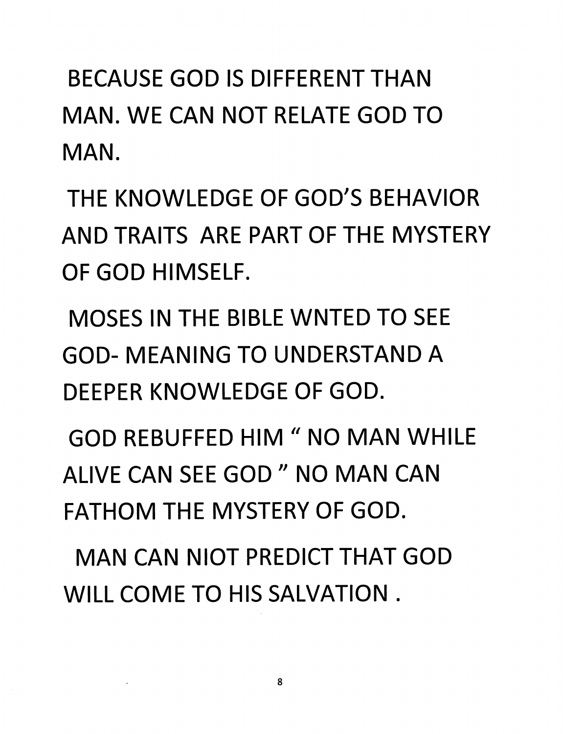BECAUSE GOD IS DIFFERENT THAN MAN. WE CAN NOT RELATE GOD TO MAN.

THE KNOWLEDGE OF GOD'S BEHAVIOR AND TRAITS ARE PART OF THE MYSTERY OF GOD HIMSELF.

MOSES IN THE BIBLE WNTED TO SEE GOD- MEANING TO UNDERSTAND A DEEPER KNOWLEDGE OF GOD.

GOD REBUFFED HIM " NO MAN WHILE ALIVE CAN SEE GOD " NO MAN CAN FATHOM THE MYSTERY OF GOD.

MAN CAN NIOT PREDICT THAT GOD WILL COME TO HIS SALVATION .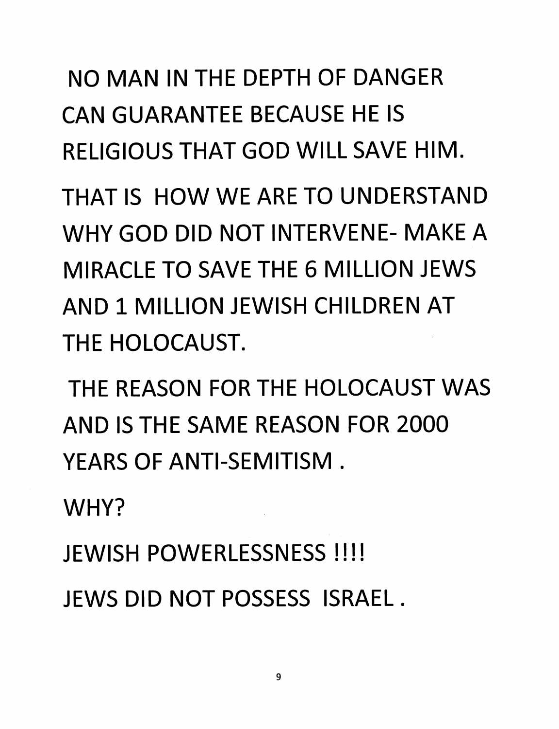NO MAN IN THE DEPTH OF DANGER CAN GUARANTEE BECAUSE HE IS RELIGIOUS THAT GOD WILL SAVE HIM.

THAT IS HOW WE ARE TO UNDERSTAND WHY GOD DID NOT INTERVENE- MAKE A MIRACLE TO SAVE THE 6 MILLION JEWS AND 1 MILLION JEWISH CHILDREN AT THE HOLOCAUST.

THE REASON FOR THE HOLOCAUST WAS AND IS THE SAME REASON FOR 2000 YEARS OF ANTI-SEMITISM .

WHY?

JEWISH POWERLESSNESS !!!!

JEWS DID NOT POSSESS ISRAEL .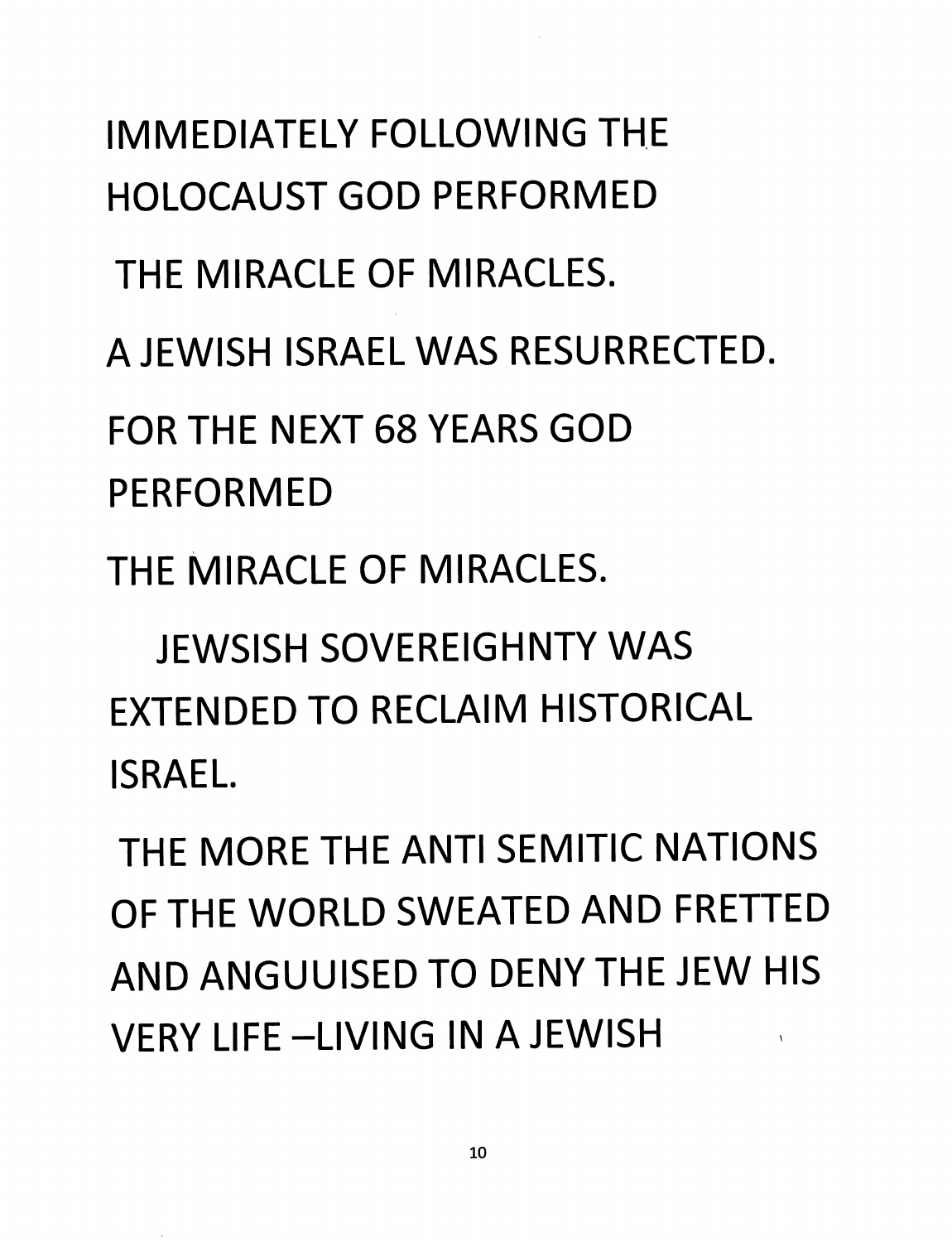IMMEDIATELY FOLLOWING THE HOLOCAUST GOD PERFORMED

THE MIRACLE OF MIRACLES.

A JEWISH ISRAEL WAS RESURRECTED.

FOR THE NEXT 68 YEARS GOD PERFORMED

THE MIRACLE OF MIRACLES.

JEWSISH SOVEREIGHNTY WAS EXTENDED TO RECLAIM HISTORICAL ISRAEL.

THE MORE THE ANTI SEMITIC NATIONS OF THE WORLD SWEATED AND FRETTED AND ANGUUISED TO DENY THE JEW HIS VERY LIFE –LIVING IN A JEWISH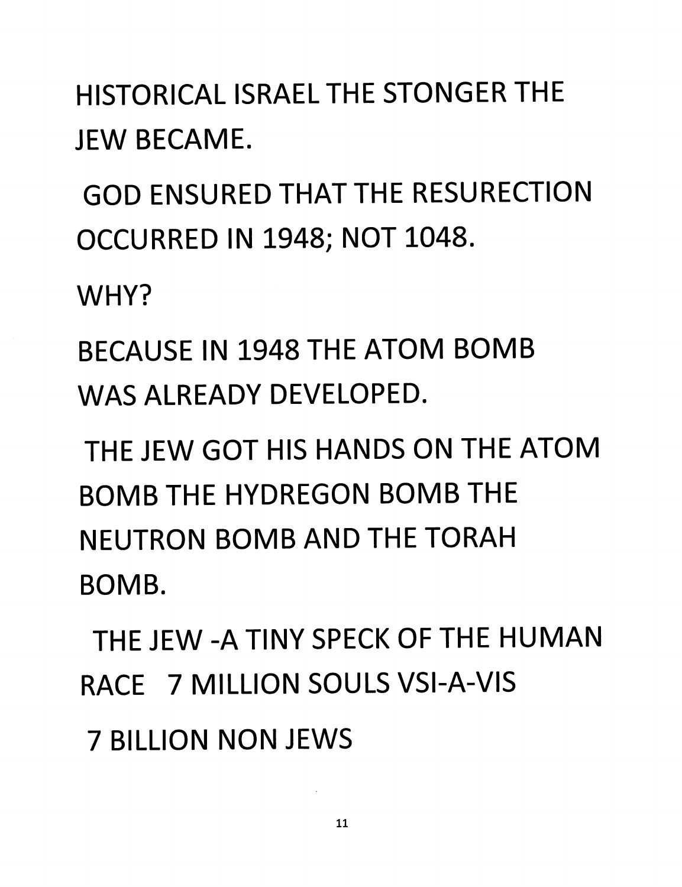HISTORICAL ISRAEL THE STONGER THE JEW BECAME.

GOD ENSURED THAT THE RESURECTION OCCURRED IN 1948; NOT 1048.

WHY?

BECAUSE IN 1948 THE ATOM BOMB WAS ALREADY DEVELOPED.

THE JEW GOT HIS HANDS ON THE ATOM BOMB THE HYDREGON BOMB THE NEUTRON BOMB AND THE TORAH BOMB.

THE JEW -A TINY SPECK OF THE HUMAN RACE 7 MILLION SOULS VSI-A-VIS

7 BILLION NON JEWS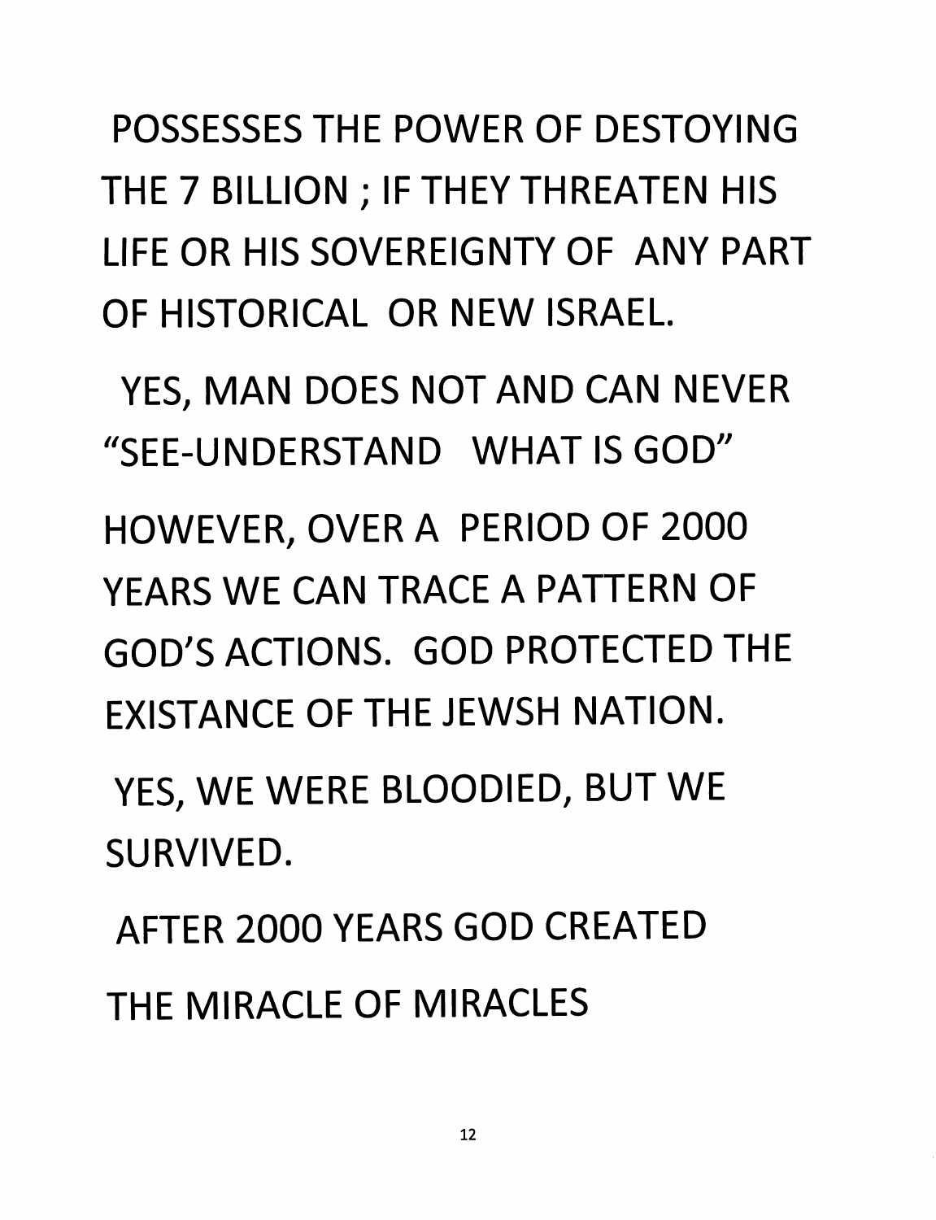POSSESSES THE POWER OF DESTOYING THE 7 BILLION ; IF THEY THREATEN HIS LIFE OR HIS SOVEREIGNTY OF ANY PART OF HISTORICAL OR NEW ISRAEL.

YES, MAN DOES NOT AND CAN NEVER "SEE-UNDERSTAND WHAT IS GOD"

HOWEVER, OVER A PERIOD OF 2000 YEARS WE CAN TRACE A PATTERN OF GOD'S ACTIONS. GOD PROTECTED THE EXISTANCE OF THE JEWSH NATION.

YES, WE WERE BLOODIED, BUT WE SURVIVED.

AFTER 2000 YEARS GOD CREATED THE MIRACLE OF MIRACLES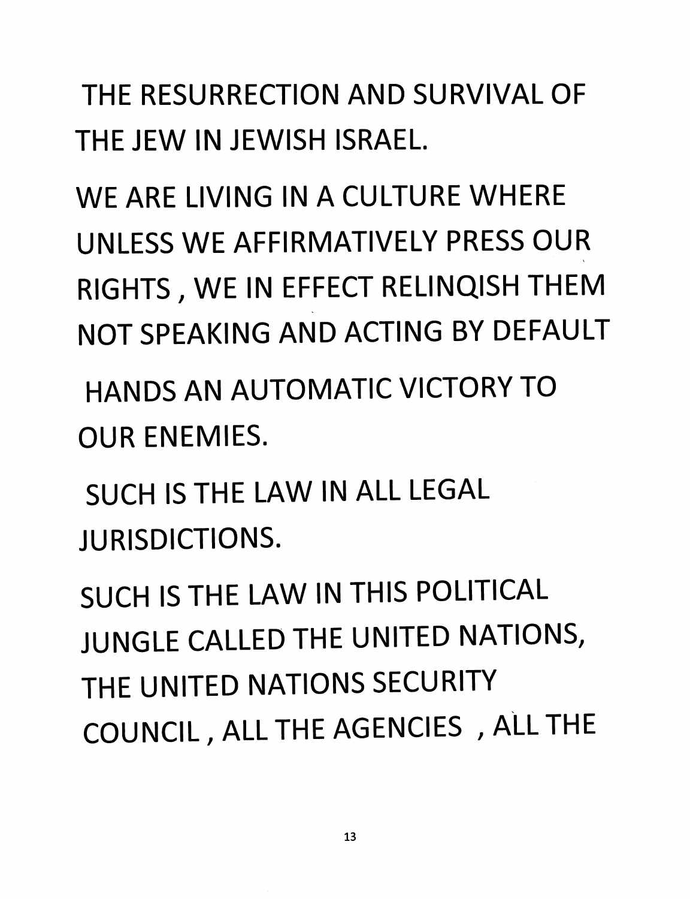THE RESURRECTION AND SURVIVAL OF THE JEW IN JEWISH ISRAEL.

WE ARE LIVING IN A CULTURE WHERE UNLESS WE AFFIRMATIVELY PRESS OUR RIGHTS , WE IN EFFECT RELINQISH THEM NOT SPEAKING AND ACTING BY DEFAULT

HANDS AN AUTOMATIC VICTORY TO OUR ENEMIES.

SUCH IS THE LAW IN ALL LEGAL JURISDICTIONS.

SUCH IS THE LAW IN THIS POLITICAL JUNGLE CALLED THE UNITED NATIONS, THE UNITED NATIONS SECURITY COUNCIL , ALL THE AGENCIES , ALL THE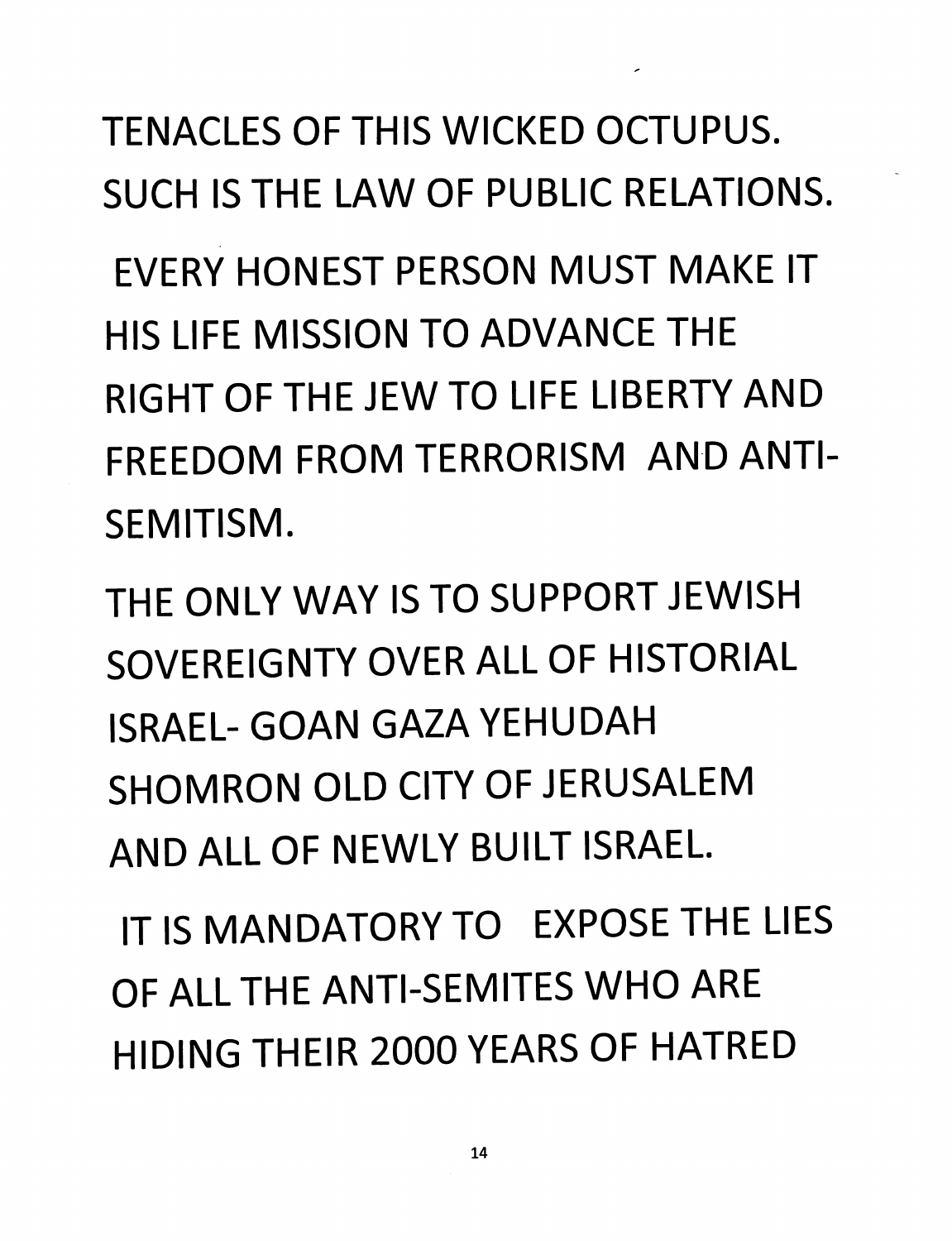TENACLES OF THIS WICKED OCTUPUS. SUCH IS THE LAW OF PUBLIC RELATIONS.

EVERY HONEST PERSON MUST MAKE IT HIS LIFE MISSION TO ADVANCE THE RIGHT OF THE JEW TO LIFE LIBERTY AND FREEDOM FROM TERRORISM AND ANTI-SEMITISM.

THE ONLY WAY IS TO SUPPORT JEWISH SOVEREIGNTY OVER ALL OF HISTORIAL ISRAEL- GOAN GAZA YEHUDAH SHOMRON OLD CITY OF JERUSALEM AND ALL OF NEWLY BUILT ISRAEL.

IT IS MANDATORY TO EXPOSE THE LIES OF ALL THE ANTI-SEMITES WHO ARE HIDING THEIR 2000 YEARS OF HATRED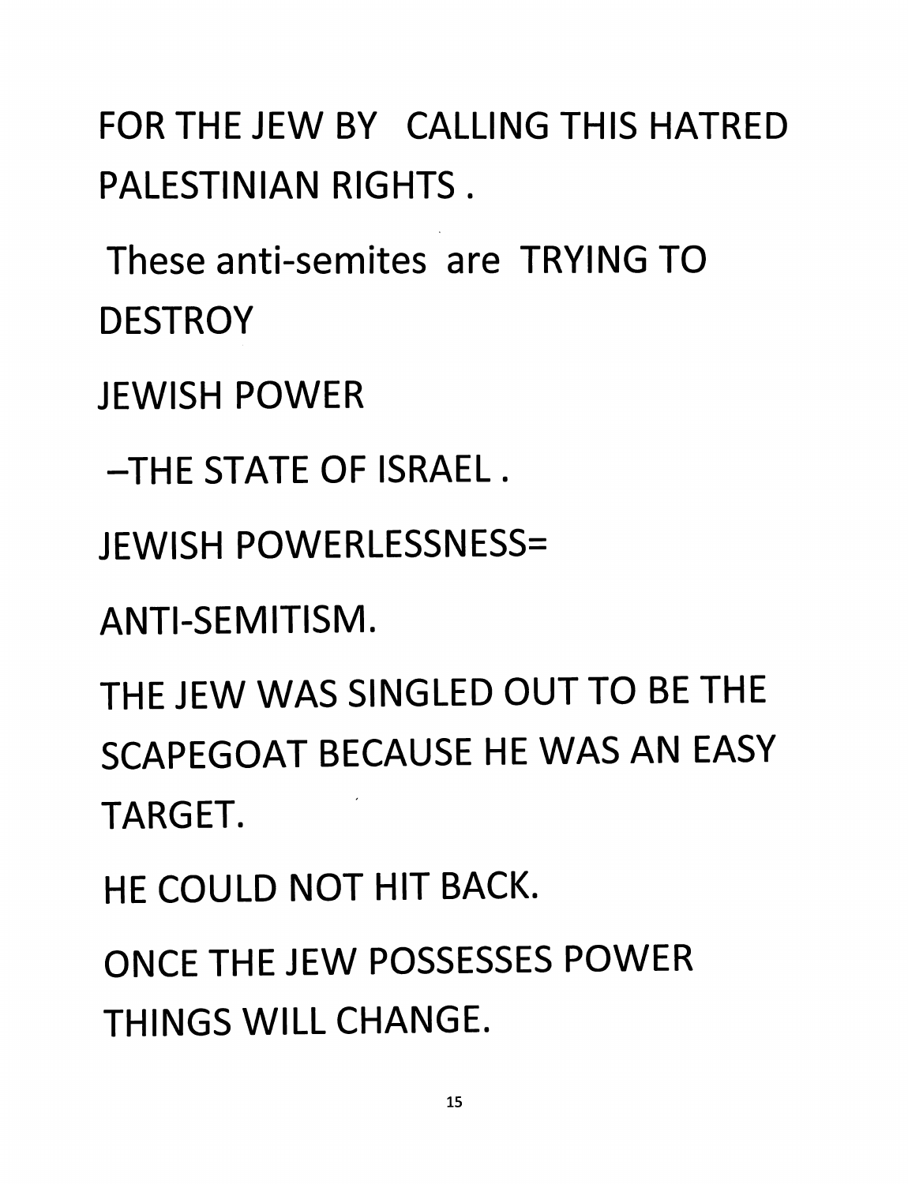FOR THE JEW BY CALLING THIS HATRED PALESTINIAN RIGHTS .

These anti-semites are TRYING TO DESTROY

JEWISH POWER

–THE STATE OF ISRAEL .

JEWISH POWERLESSNESS=

ANTI-SEMITISM.

THE JEW WAS SINGLED OUT TO BE THE SCAPEGOAT BECAUSE HE WAS AN EASY TARGET.

HE COULD NOT HIT BACK.

ONCE THE JEW POSSESSES POWER THINGS WILL CHANGE.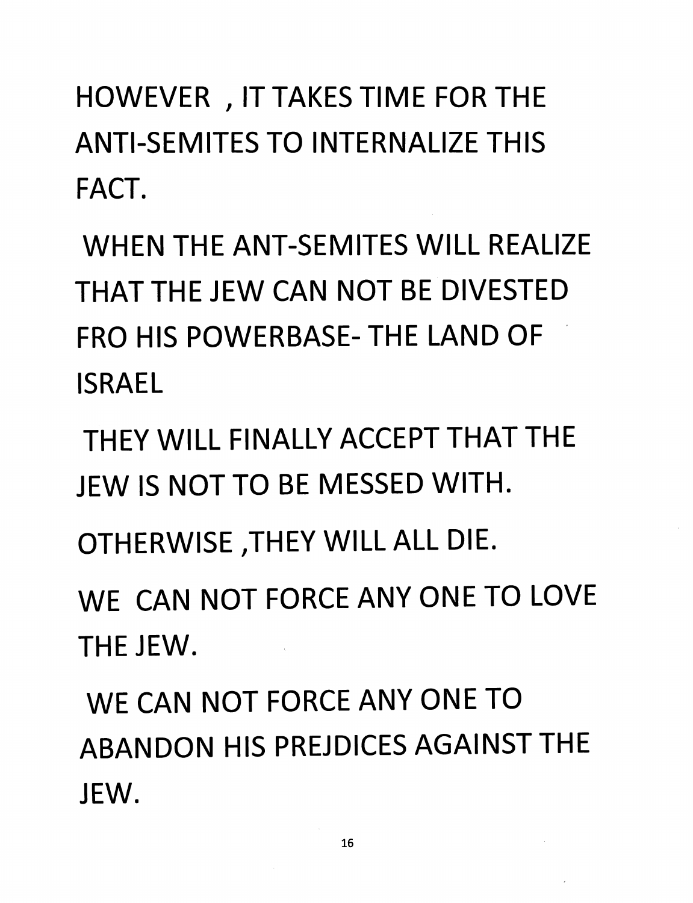HOWEVER , IT TAKES TIME FOR THE ANTI-SEMITES TO INTERNALIZE THIS FACT.

WHEN THE ANT-SEMITES WILL REALIZE THAT THE JEW CAN NOT BE DIVESTED FRO HIS POWERBASE- THE LAND OF ISRAEL

THEY WILL FINALLY ACCEPT THAT THE JEW IS NOT TO BE MESSED WITH.

OTHERWISE ,THEY WILL ALL DIE.

WE CAN NOT FORCE ANY ONE TO LOVE THE JEW.

WE CAN NOT FORCE ANY ONE TO ABANDON HIS PREJDICES AGAINST THE JEW.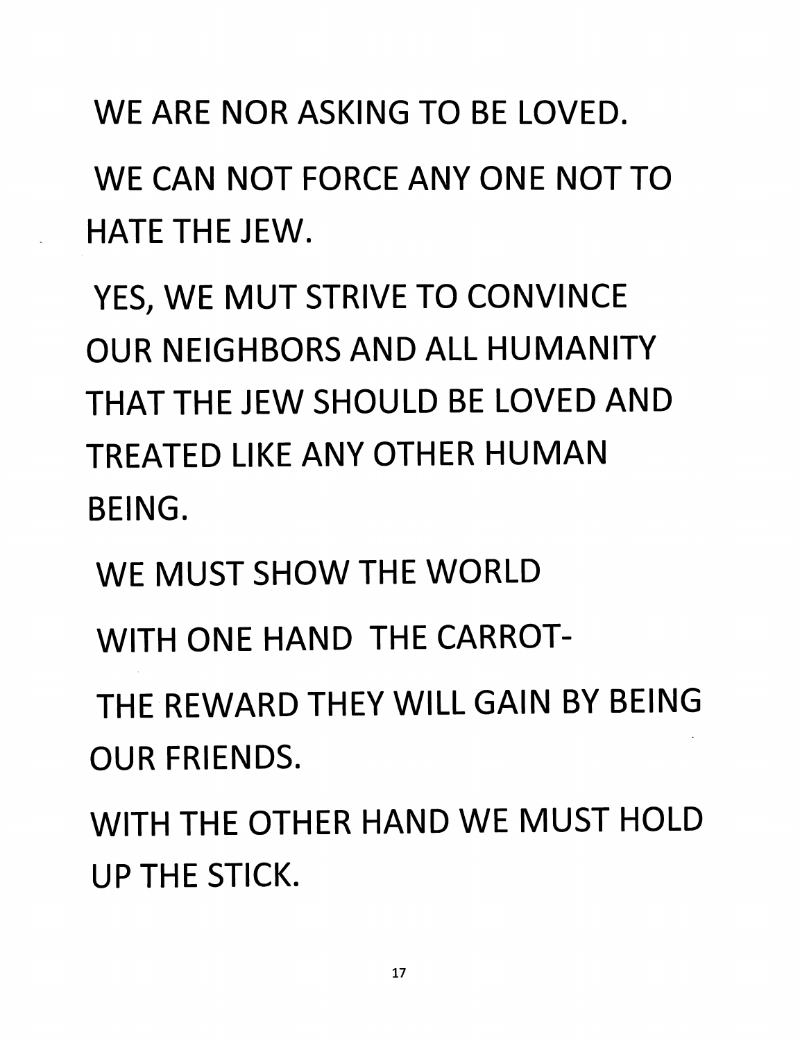WE ARE NOR ASKING TO BE LOVED.

WE CAN NOT FORCE ANY ONE NOT TO HATE THE JEW.

YES, WE MUT STRIVE TO CONVINCE OUR NEIGHBORS AND ALL HUMANITY THAT THE JEW SHOULD BE LOVED AND TREATED LIKE ANY OTHER HUMAN BEING.

WE MUST SHOW THE WORLD

WITH ONE HAND THE CARROT-

THE REWARD THEY WILL GAIN BY BEING OUR FRIENDS.

WITH THE OTHER HAND WE MUST HOLD UP THE STICK.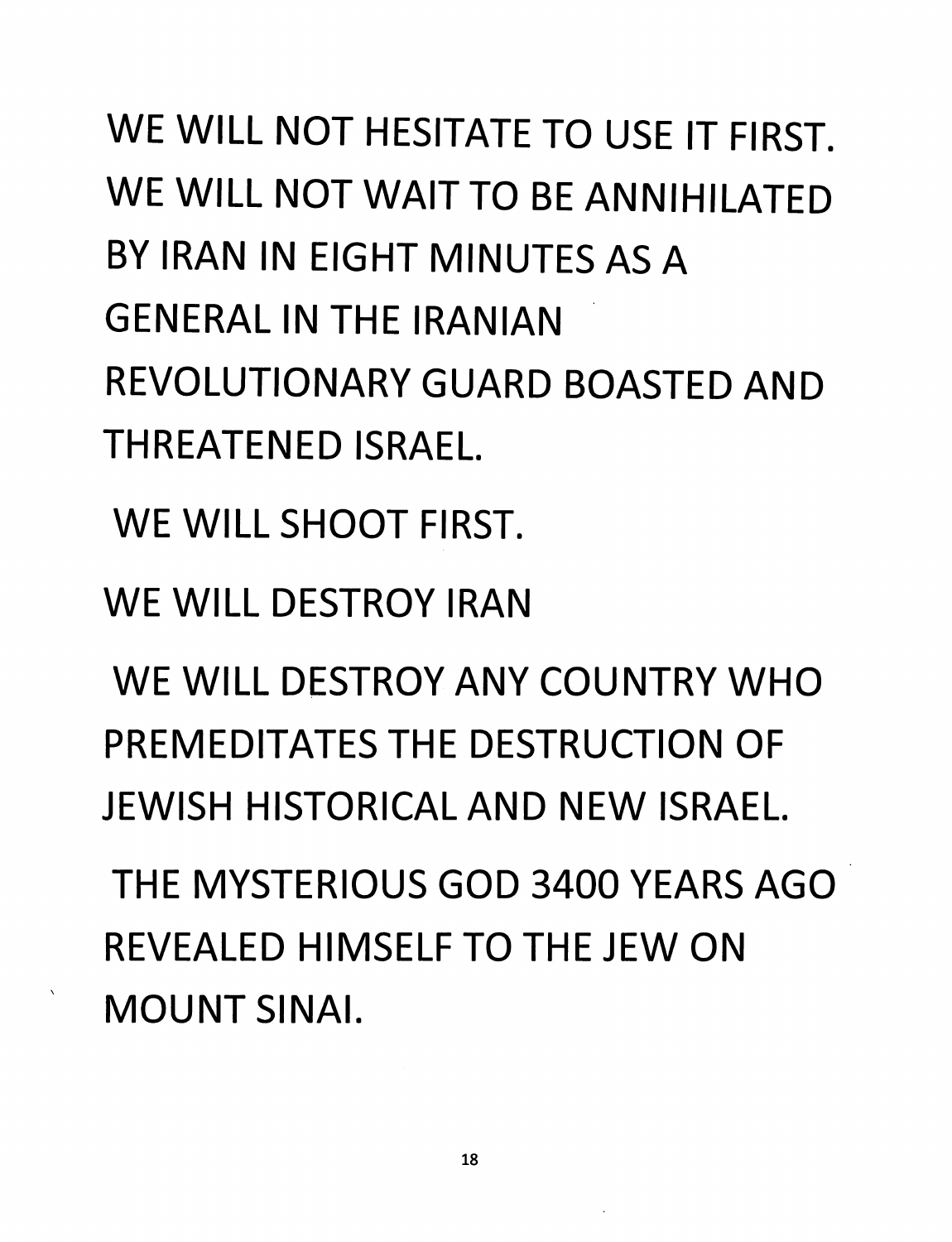WE WILL NOT HESITATE TO USE IT FIRST. WE WILL NOT WAIT TO BE ANNIHILATED BY IRAN IN EIGHT MINUTES AS A GENERAL IN THE IRANIAN REVOLUTIONARY GUARD BOASTED AND THREATENED ISRAEL.

WE WILL SHOOT FIRST.

WE WILL DESTROY IRAN

WE WILL DESTROY ANY COUNTRY WHO PREMEDITATES THE DESTRUCTION OF JEWISH HISTORICAL AND NEW ISRAEL.

THE MYSTERIOUS GOD 3400 YEARS AGO REVEALED HIMSELF TO THE JEW ON MOUNT SINAI.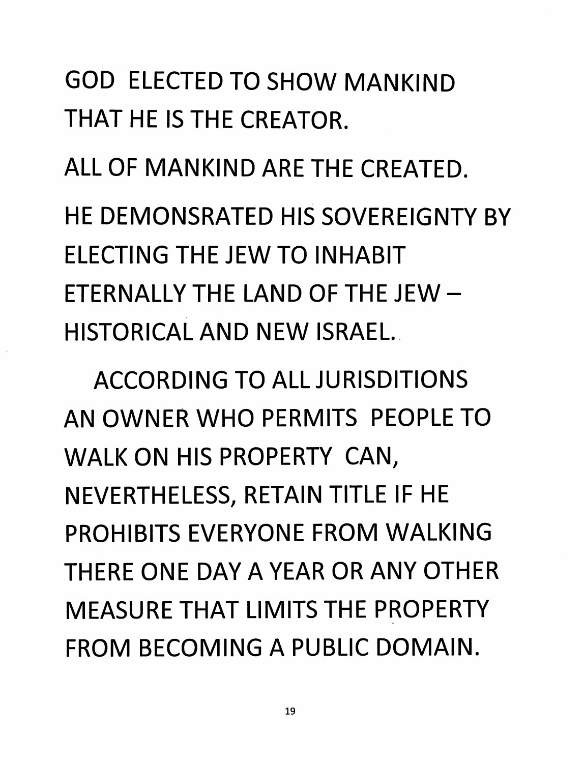GOD ELECTED TO SHOW MANKIND THAT HE IS THE CREATOR.

ALL OF MANKIND ARE THE CREATED.

HE DEMONSRATED HIS SOVEREIGNTY BY ELECTING THE JEW TO INHABIT ETERNALLY THE LAND OF THE JEW – HISTORICAL AND NEW ISRAEL.

ACCORDING TO ALL JURISDITIONS AN OWNER WHO PERMITS PEOPLE TO WALK ON HIS PROPERTY CAN, NEVERTHELESS, RETAIN TITLE IF HE PROHIBITS EVERYONE FROM WALKING THERE ONE DAY A YEAR OR ANY OTHER MEASURE THAT LIMITS THE PROPERTY FROM BECOMING A PUBLIC DOMAIN.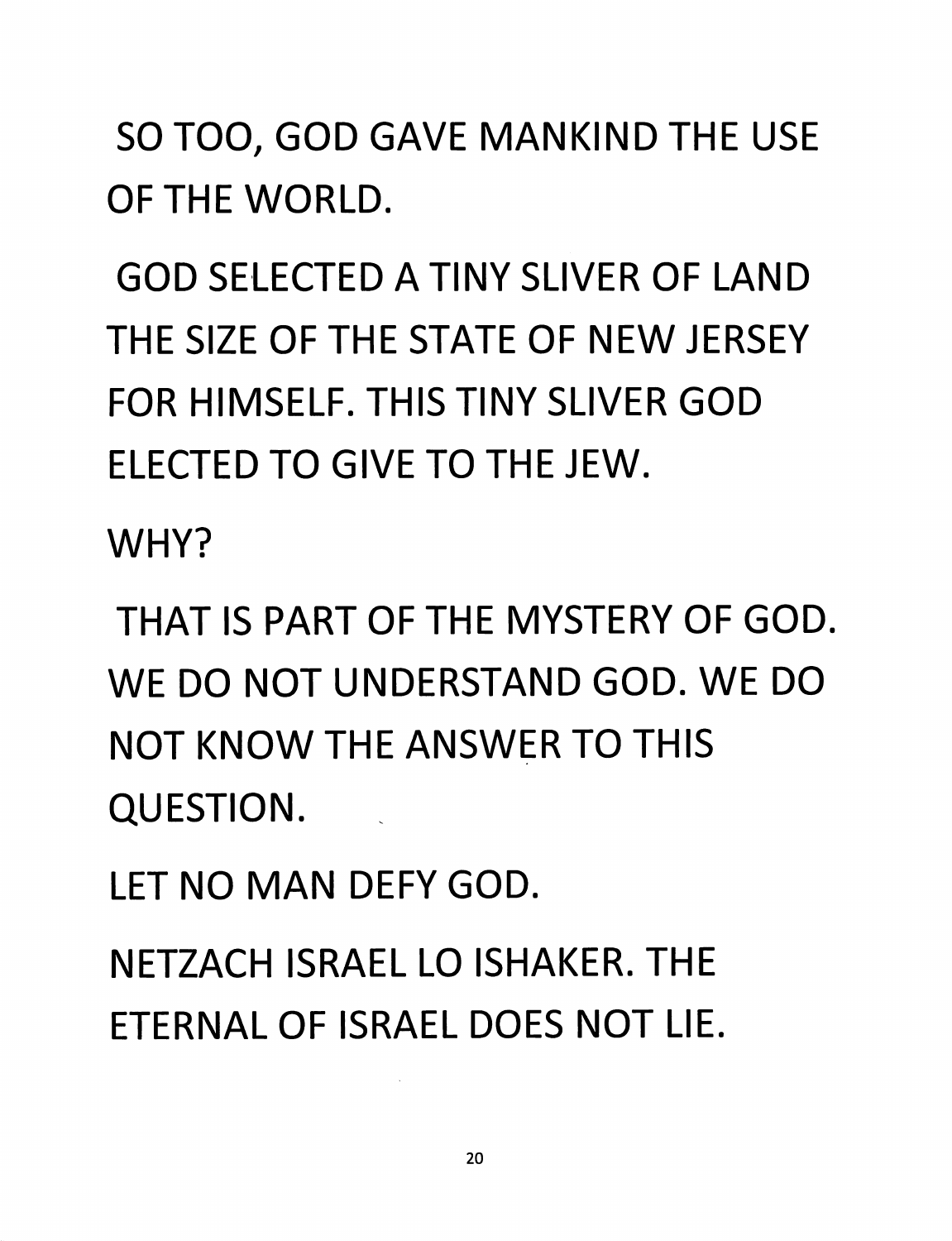SO TOO, GOD GAVE MANKIND THE USE OF THE WORLD.

GOD SELECTED A TINY SLIVER OF LAND THE SIZE OF THE STATE OF NEW JERSEY FOR HIMSELF. THIS TINY SLIVER GOD ELECTED TO GIVE TO THE JEW.

WHY?

THAT IS PART OF THE MYSTERY OF GOD. WE DO NOT UNDERSTAND GOD. WE DO NOT KNOW THE ANSWER TO THIS QUESTION.

LET NO MAN DEFY GOD.

NETZACH ISRAEL LO ISHAKER. THE ETERNAL OF ISRAEL DOES NOT LIE.